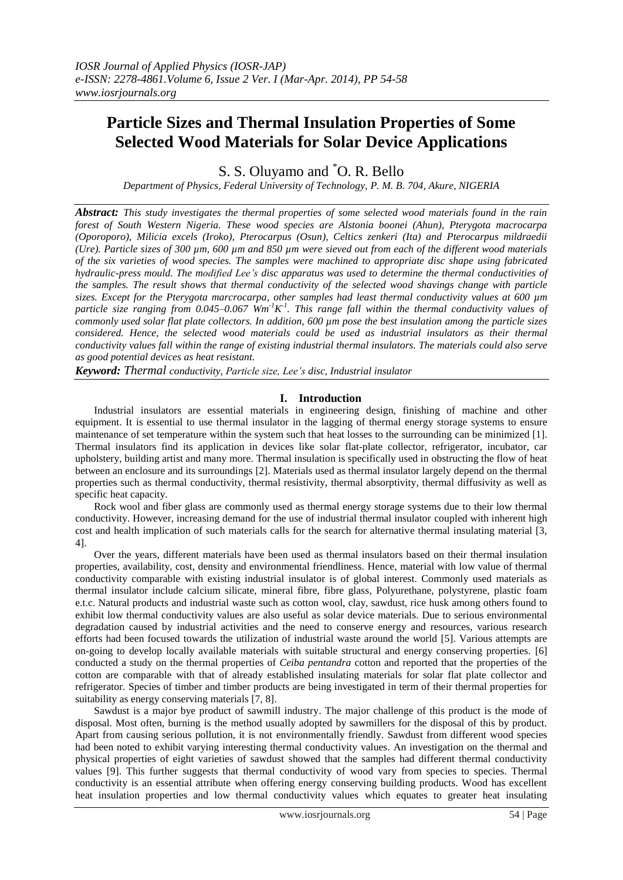# Particle Sizes and Thermal Insulation Properties of Some Selected Wood Materials for Solar Device Applications

S. S. Oluyamo and *O. R. Bello

*Department of Physics, Federal University of Technology, P. M. B. 704, Akure, NIGERIA*

***Abstract:*** *This study investigates the thermal properties of some selected wood materials found in the rain forest of South Western Nigeria. These wood species are Alstonia boonei (Ahun), Pterygota macrocarpa (Oporoporo), Milicia excels (Iroko), Pterocarpus (Osun), Celtics zenkeri (Ita) and Pterocarpus mildraedii (Ure). Particle sizes of 300 µm, 600 µm and 850 µm were sieved out from each of the different wood materials of the six varieties of wood species. The samples were machined to appropriate disc shape using fabricated hydraulic-press mould. The modified Lee's disc apparatus was used to determine the thermal conductivities of the samples. The result shows that thermal conductivity of the selected wood shavings change with particle sizes. Except for the Pterygota marcrocarpa, other samples had least thermal conductivity values at 600 µm particle size ranging from 0.045–0.067 $Wm^{-1}K^{-1}$. This range fall within the thermal conductivity values of commonly used solar flat plate collectors. In addition, 600 µm pose the best insulation among the particle sizes considered. Hence, the selected wood materials could be used as industrial insulators as their thermal conductivity values fall within the range of existing industrial thermal insulators. The materials could also serve as good potential devices as heat resistant.*

***Keyword:*** *Thermal conductivity, Particle size, Lee's disc, Industrial insulator*

## I. Introduction

Industrial insulators are essential materials in engineering design, finishing of machine and other equipment. It is essential to use thermal insulator in the lagging of thermal energy storage systems to ensure maintenance of set temperature within the system such that heat losses to the surrounding can be minimized [1]. Thermal insulators find its application in devices like solar flat-plate collector, refrigerator, incubator, car upholstery, building artist and many more. Thermal insulation is specifically used in obstructing the flow of heat between an enclosure and its surroundings [2]. Materials used as thermal insulator largely depend on the thermal properties such as thermal conductivity, thermal resistivity, thermal absorptivity, thermal diffusivity as well as specific heat capacity.

Rock wool and fiber glass are commonly used as thermal energy storage systems due to their low thermal conductivity. However, increasing demand for the use of industrial thermal insulator coupled with inherent high cost and health implication of such materials calls for the search for alternative thermal insulating material [3, 4].

Over the years, different materials have been used as thermal insulators based on their thermal insulation properties, availability, cost, density and environmental friendliness. Hence, material with low value of thermal conductivity comparable with existing industrial insulator is of global interest. Commonly used materials as thermal insulator include calcium silicate, mineral fibre, fibre glass, Polyurethane, polystyrene, plastic foam e.t.c. Natural products and industrial waste such as cotton wool, clay, sawdust, rice husk among others found to exhibit low thermal conductivity values are also useful as solar device materials. Due to serious environmental degradation caused by industrial activities and the need to conserve energy and resources, various research efforts had been focused towards the utilization of industrial waste around the world [5]. Various attempts are on-going to develop locally available materials with suitable structural and energy conserving properties. [6] conducted a study on the thermal properties of *Ceiba pentandra* cotton and reported that the properties of the cotton are comparable with that of already established insulating materials for solar flat plate collector and refrigerator. Species of timber and timber products are being investigated in term of their thermal properties for suitability as energy conserving materials [7, 8].

Sawdust is a major bye product of sawmill industry. The major challenge of this product is the mode of disposal. Most often, burning is the method usually adopted by sawmillers for the disposal of this by product. Apart from causing serious pollution, it is not environmentally friendly. Sawdust from different wood species had been noted to exhibit varying interesting thermal conductivity values. An investigation on the thermal and physical properties of eight varieties of sawdust showed that the samples had different thermal conductivity values [9]. This further suggests that thermal conductivity of wood vary from species to species. Thermal conductivity is an essential attribute when offering energy conserving building products. Wood has excellent heat insulation properties and low thermal conductivity values which equates to greater heat insulating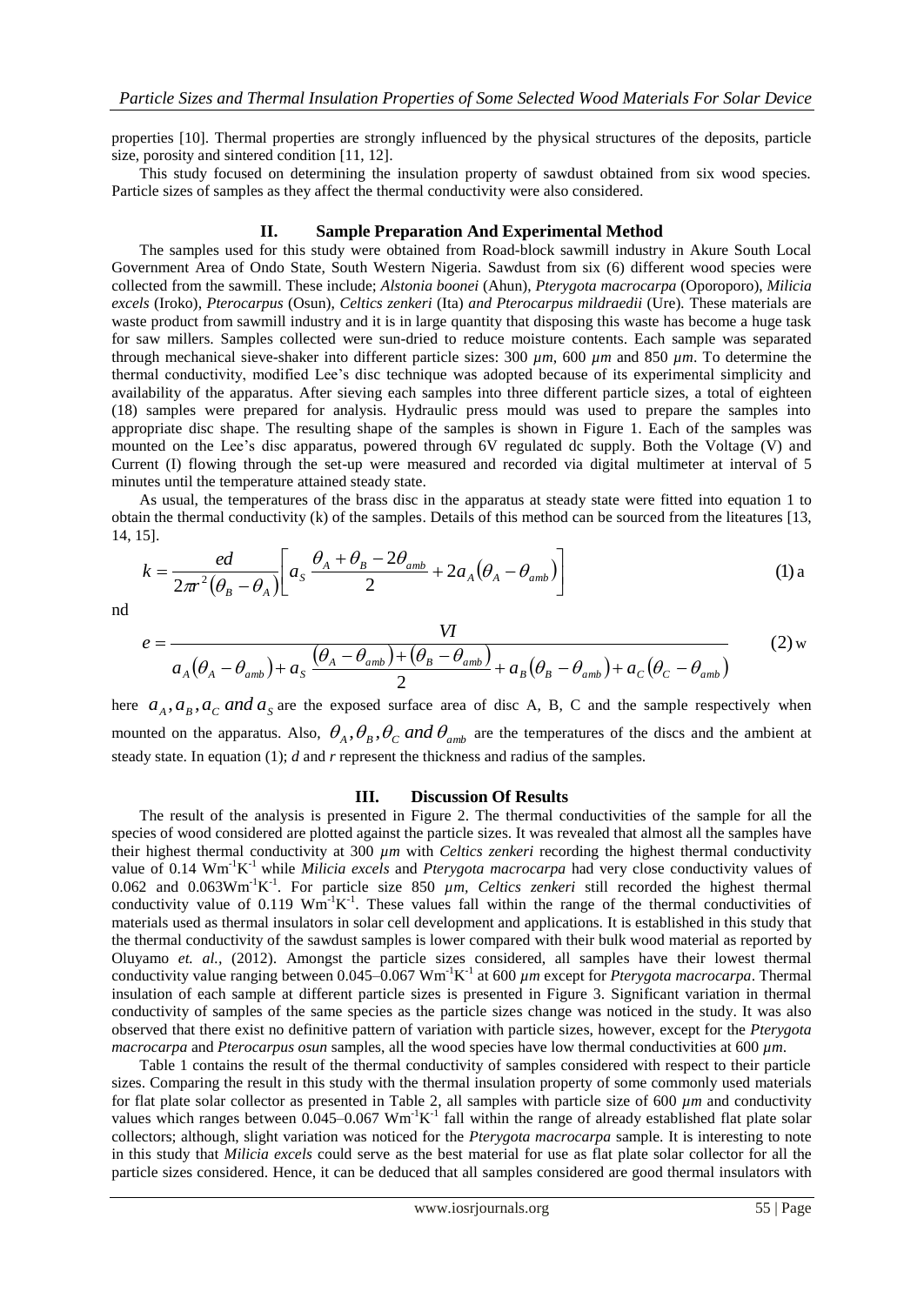properties [10]. Thermal properties are strongly influenced by the physical structures of the deposits, particle size, porosity and sintered condition [11, 12].

This study focused on determining the insulation property of sawdust obtained from six wood species. Particle sizes of samples as they affect the thermal conductivity were also considered.

## II. Sample Preparation And Experimental Method

The samples used for this study were obtained from Road-block sawmill industry in Akure South Local Government Area of Ondo State, South Western Nigeria. Sawdust from six (6) different wood species were collected from the sawmill. These include; *Alstonia boonei* (Ahun), *Pterygota macrocarpa* (Oporoporo), *Milicia excels* (Iroko), *Pterocarpus* (Osun), *Celtics zenkeri* (Ita) *and Pterocarpus mildraedii* (Ure). These materials are waste product from sawmill industry and it is in large quantity that disposing this waste has become a huge task for saw millers. Samples collected were sun-dried to reduce moisture contents. Each sample was separated through mechanical sieve-shaker into different particle sizes: 300 *µm*, 600 *µm* and 850 *µm*. To determine the thermal conductivity, modified Lee's disc technique was adopted because of its experimental simplicity and availability of the apparatus. After sieving each samples into three different particle sizes, a total of eighteen (18) samples were prepared for analysis. Hydraulic press mould was used to prepare the samples into appropriate disc shape. The resulting shape of the samples is shown in Figure 1. Each of the samples was mounted on the Lee's disc apparatus, powered through 6V regulated dc supply. Both the Voltage (V) and Current (I) flowing through the set-up were measured and recorded via digital multimeter at interval of 5 minutes until the temperature attained steady state.

As usual, the temperatures of the brass disc in the apparatus at steady state were fitted into equation 1 to obtain the thermal conductivity (k) of the samples. Details of this method can be sourced from the liteatures [13, 14, 15].

$$k = \frac{ed}{2\pi r^2(\theta_B - \theta_A)}\left[a_S \frac{\theta_A + \theta_B - 2\theta_{amb}}{2} + 2a_A(\theta_A - \theta_{amb})\right] \qquad (1)$$

and

$$e = \frac{VI}{a_A(\theta_A - \theta_{amb}) + a_S\frac{(\theta_A - \theta_{amb}) + (\theta_B - \theta_{amb})}{2} + a_B(\theta_B - \theta_{amb}) + a_C(\theta_C - \theta_{amb})} \qquad (2)$$

where $a_A, a_B, a_C$ *and* $a_S$ are the exposed surface area of disc A, B, C and the sample respectively when mounted on the apparatus. Also, $\theta_A, \theta_B, \theta_C$ *and* $\theta_{amb}$ are the temperatures of the discs and the ambient at steady state. In equation (1); *d* and *r* represent the thickness and radius of the samples.

## III. Discussion Of Results

The result of the analysis is presented in Figure 2. The thermal conductivities of the sample for all the species of wood considered are plotted against the particle sizes. It was revealed that almost all the samples have their highest thermal conductivity at 300 *µm* with *Celtics zenkeri* recording the highest thermal conductivity value of 0.14 $Wm^{-1}K^{-1}$ while *Milicia excels* and *Pterygota macrocarpa* had very close conductivity values of 0.062 and 0.063$Wm^{-1}K^{-1}$. For particle size 850 *µm*, *Celtics zenkeri* still recorded the highest thermal conductivity value of 0.119 $Wm^{-1}K^{-1}$. These values fall within the range of the thermal conductivities of materials used as thermal insulators in solar cell development and applications. It is established in this study that the thermal conductivity of the sawdust samples is lower compared with their bulk wood material as reported by Oluyamo *et. al.,* (2012). Amongst the particle sizes considered, all samples have their lowest thermal conductivity value ranging between 0.045–0.067 $Wm^{-1}K^{-1}$ at 600 *µm* except for *Pterygota macrocarpa*. Thermal insulation of each sample at different particle sizes is presented in Figure 3. Significant variation in thermal conductivity of samples of the same species as the particle sizes change was noticed in the study. It was also observed that there exist no definitive pattern of variation with particle sizes, however, except for the *Pterygota macrocarpa* and *Pterocarpus osun* samples, all the wood species have low thermal conductivities at 600 *µm*.

Table 1 contains the result of the thermal conductivity of samples considered with respect to their particle sizes. Comparing the result in this study with the thermal insulation property of some commonly used materials for flat plate solar collector as presented in Table 2, all samples with particle size of 600 *µm* and conductivity values which ranges between 0.045–0.067 $Wm^{-1}K^{-1}$ fall within the range of already established flat plate solar collectors; although, slight variation was noticed for the *Pterygota macrocarpa* sample. It is interesting to note in this study that *Milicia excels* could serve as the best material for use as flat plate solar collector for all the particle sizes considered. Hence, it can be deduced that all samples considered are good thermal insulators with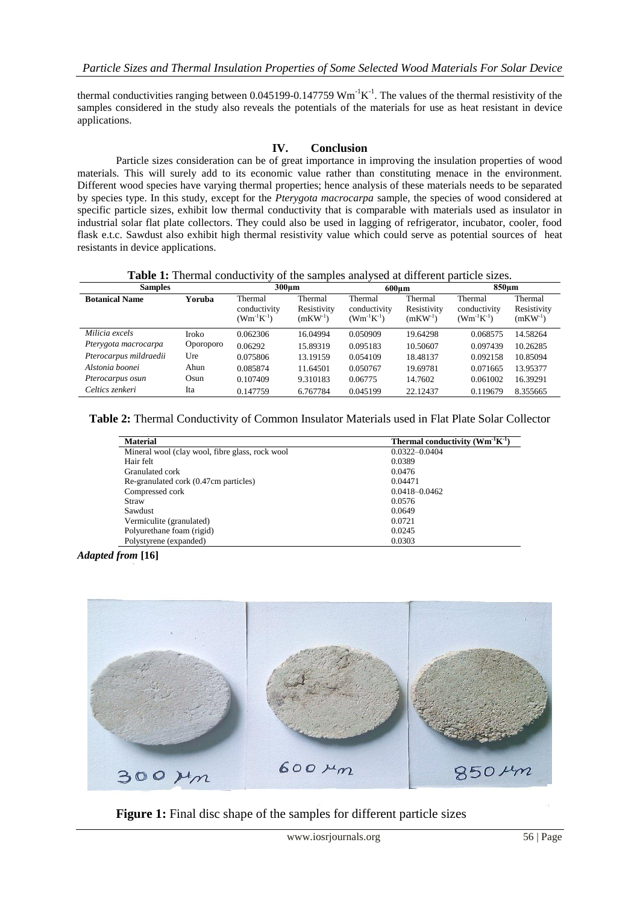thermal conductivities ranging between 0.045199-0.147759 $Wm^{-1}K^{-1}$. The values of the thermal resistivity of the samples considered in the study also reveals the potentials of the materials for use as heat resistant in device applications.

## IV. Conclusion

Particle sizes consideration can be of great importance in improving the insulation properties of wood materials. This will surely add to its economic value rather than constituting menace in the environment. Different wood species have varying thermal properties; hence analysis of these materials needs to be separated by species type. In this study, except for the *Pterygota macrocarpa* sample, the species of wood considered at specific particle sizes, exhibit low thermal conductivity that is comparable with materials used as insulator in industrial solar flat plate collectors. They could also be used in lagging of refrigerator, incubator, cooler, food flask e.t.c. Sawdust also exhibit high thermal resistivity value which could serve as potential sources of heat resistants in device applications.

**Table 1:** Thermal conductivity of the samples analysed at different particle sizes.

| Samples | | 300µm | | 600µm | | 850µm | |
|---|---|---|---|---|---|---|---|
| **Botanical Name** | **Yoruba** | Thermal conductivity ($Wm^{-1}K^{-1}$) | Thermal Resistivity ($mKW^{-1}$) | Thermal conductivity ($Wm^{-1}K^{-1}$) | Thermal Resistivity ($mKW^{-1}$) | Thermal conductivity ($Wm^{-1}K^{-1}$) | Thermal Resistivity ($mKW^{-1}$) |
| *Milicia excels* | Iroko | 0.062306 | 16.04994 | 0.050909 | 19.64298 | 0.068575 | 14.58264 |
| *Pterygota macrocarpa* | Oporoporo | 0.06292 | 15.89319 | 0.095183 | 10.50607 | 0.097439 | 10.26285 |
| *Pterocarpus mildraedii* | Ure | 0.075806 | 13.19159 | 0.054109 | 18.48137 | 0.092158 | 10.85094 |
| *Alstonia boonei* | Ahun | 0.085874 | 11.64501 | 0.050767 | 19.69781 | 0.071665 | 13.95377 |
| *Pterocarpus osun* | Osun | 0.107409 | 9.310183 | 0.06775 | 14.7602 | 0.061002 | 16.39291 |
| *Celtics zenkeri* | Ita | 0.147759 | 6.767784 | 0.045199 | 22.12437 | 0.119679 | 8.355665 |

**Table 2:** Thermal Conductivity of Common Insulator Materials used in Flat Plate Solar Collector

| Material | Thermal conductivity ($Wm^{-1}K^{-1}$) |
|---|---|
| Mineral wool (clay wool, fibre glass, rock wool | 0.0322–0.0404 |
| Hair felt | 0.0389 |
| Granulated cork | 0.0476 |
| Re-granulated cork (0.47cm particles) | 0.04471 |
| Compressed cork | 0.0418–0.0462 |
| Straw | 0.0576 |
| Sawdust | 0.0649 |
| Vermiculite (granulated) | 0.0721 |
| Polyurethane foam (rigid) | 0.0245 |
| Polystyrene (expanded) | 0.0303 |

***Adapted from* [16]**

**Figure 1:** Final disc shape of the samples for different particle sizes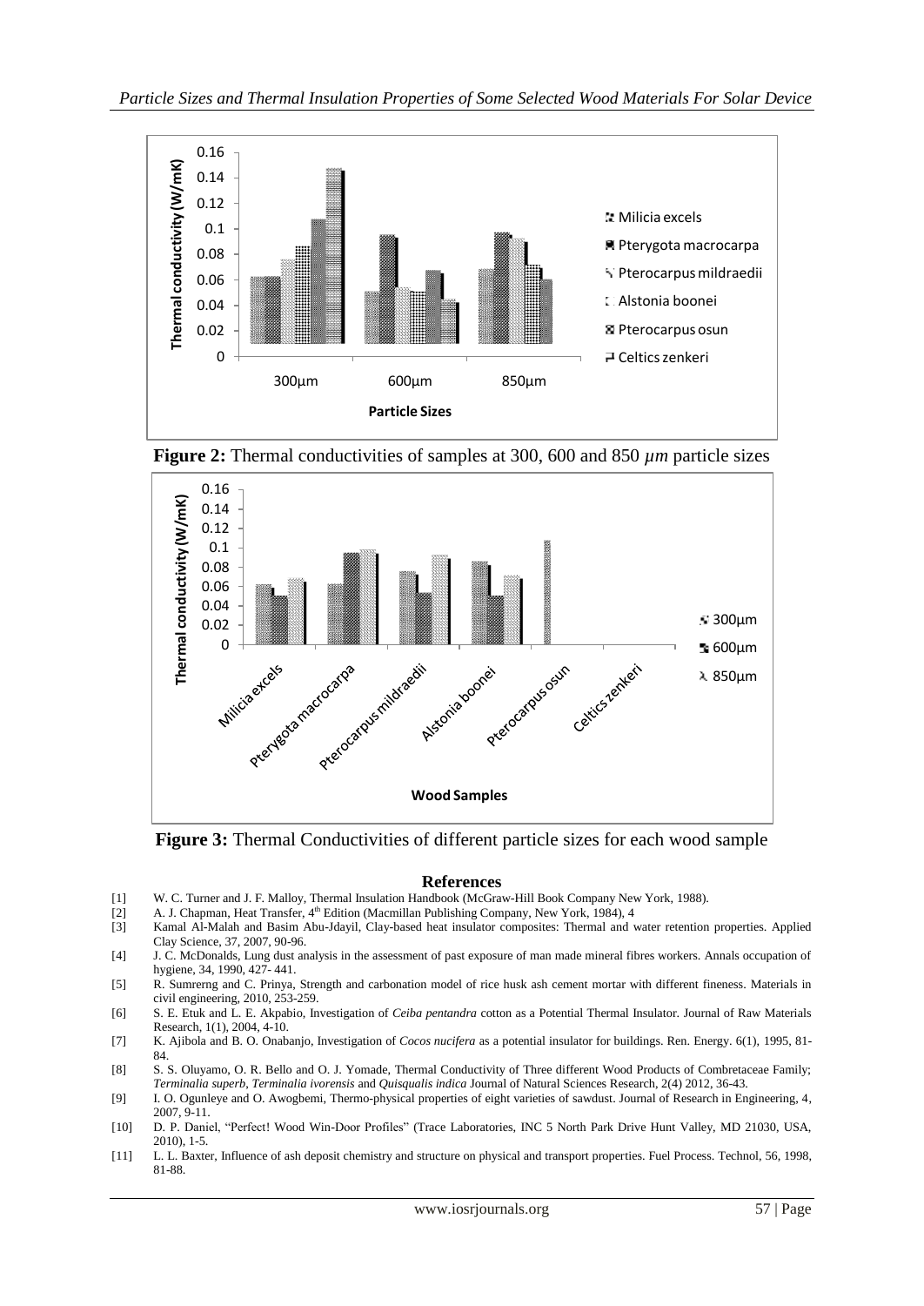**Figure 2:** Thermal conductivities of samples at 300, 600 and 850 $\mu m$ particle sizes

**Figure 3:** Thermal Conductivities of different particle sizes for each wood sample

## References

[1] W. C. Turner and J. F. Malloy, Thermal Insulation Handbook (McGraw-Hill Book Company New York, 1988).

[2] A. J. Chapman, Heat Transfer, 4th Edition (Macmillan Publishing Company, New York, 1984), 4

[3] Kamal Al-Malah and Basim Abu-Jdayil, Clay-based heat insulator composites: Thermal and water retention properties. Applied Clay Science, 37, 2007, 90-96.

[4] J. C. McDonalds, Lung dust analysis in the assessment of past exposure of man made mineral fibres workers. Annals occupation of hygiene, 34, 1990, 427- 441.

[5] R. Sumrerng and C. Prinya, Strength and carbonation model of rice husk ash cement mortar with different fineness. Materials in civil engineering, 2010, 253-259.

[6] S. E. Etuk and L. E. Akpabio, Investigation of *Ceiba pentandra* cotton as a Potential Thermal Insulator. Journal of Raw Materials Research, 1(1), 2004, 4-10.

[7] K. Ajibola and B. O. Onabanjo, Investigation of *Cocos nucifera* as a potential insulator for buildings. Ren. Energy. 6(1), 1995, 81-84.

[8] S. S. Oluyamo, O. R. Bello and O. J. Yomade, Thermal Conductivity of Three different Wood Products of Combretaceae Family; *Terminalia superb*, *Terminalia ivorensis* and *Quisqualis indica* Journal of Natural Sciences Research, 2(4) 2012, 36-43.

[9] I. O. Ogunleye and O. Awogbemi, Thermo-physical properties of eight varieties of sawdust. Journal of Research in Engineering, 4, 2007, 9-11.

[10] D. P. Daniel, "Perfect! Wood Win-Door Profiles" (Trace Laboratories, INC 5 North Park Drive Hunt Valley, MD 21030, USA, 2010), 1-5.

[11] L. L. Baxter, Influence of ash deposit chemistry and structure on physical and transport properties. Fuel Process. Technol, 56, 1998, 81-88.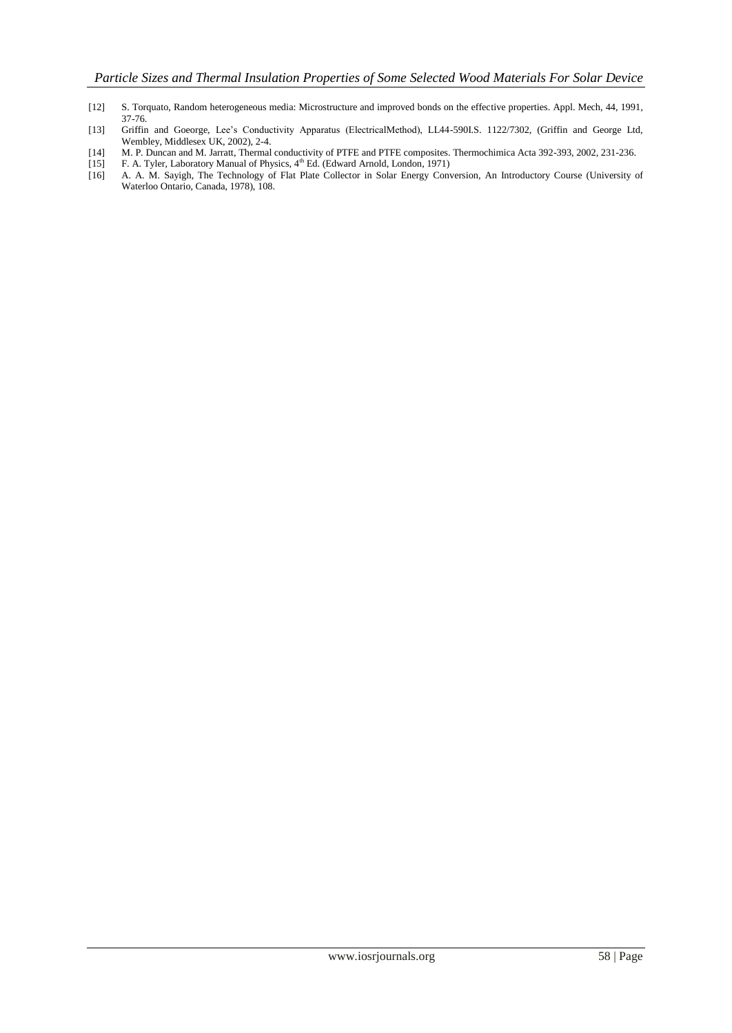[12] S. Torquato, Random heterogeneous media: Microstructure and improved bonds on the effective properties. Appl. Mech, 44, 1991, 37-76.

[13] Griffin and Goeorge, Lee's Conductivity Apparatus (ElectricalMethod), LL44-590I.S. 1122/7302, (Griffin and George Ltd, Wembley, Middlesex UK, 2002), 2-4.

[14] M. P. Duncan and M. Jarratt, Thermal conductivity of PTFE and PTFE composites. Thermochimica Acta 392-393, 2002, 231-236.

[15] F. A. Tyler, Laboratory Manual of Physics, 4th Ed. (Edward Arnold, London, 1971)

[16] A. A. M. Sayigh, The Technology of Flat Plate Collector in Solar Energy Conversion, An Introductory Course (University of Waterloo Ontario, Canada, 1978), 108.